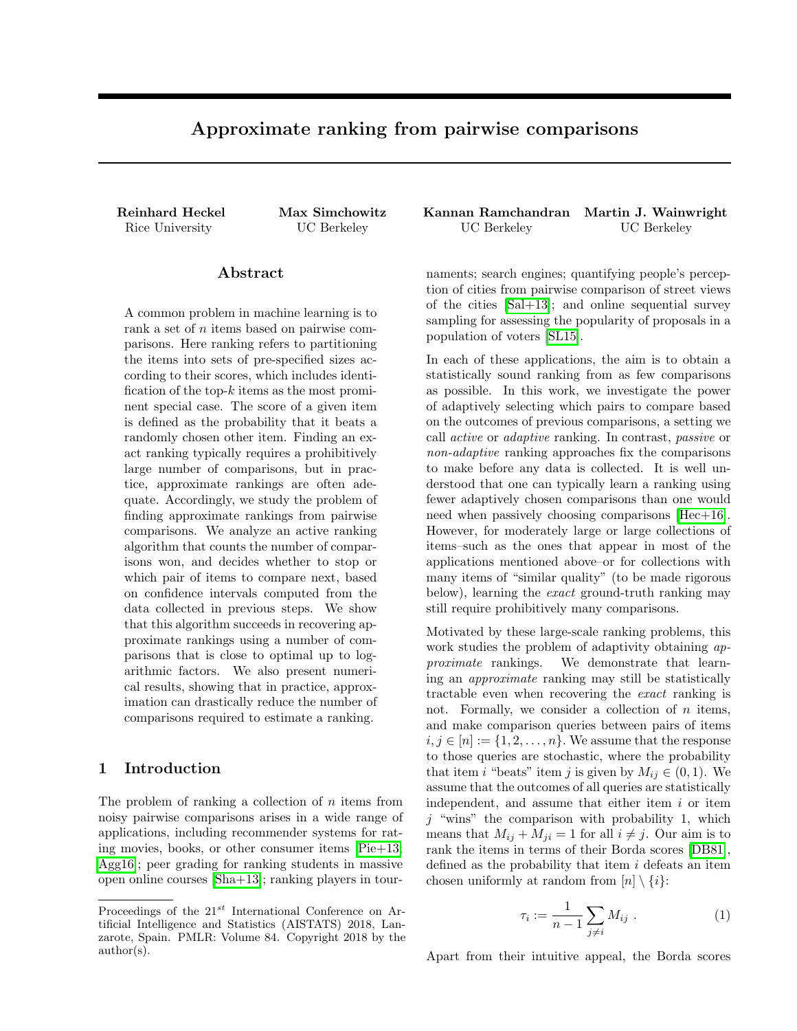# Approximate ranking from pairwise comparisons

**Reinhard Heckel**
Rice University

**Max Simchowitz**
UC Berkeley

**Kannan Ramchandran**
UC Berkeley

**Martin J. Wainwright**
UC Berkeley

## Abstract

A common problem in machine learning is to rank a set of $n$ items based on pairwise comparisons. Here ranking refers to partitioning the items into sets of pre-specified sizes according to their scores, which includes identification of the top-$k$ items as the most prominent special case. The score of a given item is defined as the probability that it beats a randomly chosen other item. Finding an exact ranking typically requires a prohibitively large number of comparisons, but in practice, approximate rankings are often adequate. Accordingly, we study the problem of finding approximate rankings from pairwise comparisons. We analyze an active ranking algorithm that counts the number of comparisons won, and decides whether to stop or which pair of items to compare next, based on confidence intervals computed from the data collected in previous steps. We show that this algorithm succeeds in recovering approximate rankings using a number of comparisons that is close to optimal up to logarithmic factors. We also present numerical results, showing that in practice, approximation can drastically reduce the number of comparisons required to estimate a ranking.

## 1 Introduction

The problem of ranking a collection of $n$ items from noisy pairwise comparisons arises in a wide range of applications, including recommender systems for rating movies, books, or other consumer items [Pie+13; Agg16]; peer grading for ranking students in massive open online courses [Sha+13]; ranking players in tournaments; search engines; quantifying people's perception of cities from pairwise comparison of street views of the cities [Sal+13]; and online sequential survey sampling for assessing the popularity of proposals in a population of voters [SL15].

In each of these applications, the aim is to obtain a statistically sound ranking from as few comparisons as possible. In this work, we investigate the power of adaptively selecting which pairs to compare based on the outcomes of previous comparisons, a setting we call *active* or *adaptive* ranking. In contrast, *passive* or *non-adaptive* ranking approaches fix the comparisons to make before any data is collected. It is well understood that one can typically learn a ranking using fewer adaptively chosen comparisons than one would need when passively choosing comparisons [Hec+16]. However, for moderately large or large collections of items–such as the ones that appear in most of the applications mentioned above–or for collections with many items of "similar quality" (to be made rigorous below), learning the *exact* ground-truth ranking may still require prohibitively many comparisons.

Motivated by these large-scale ranking problems, this work studies the problem of adaptivity obtaining *approximate* rankings. We demonstrate that learning an *approximate* ranking may still be statistically tractable even when recovering the *exact* ranking is not. Formally, we consider a collection of $n$ items, and make comparison queries between pairs of items $i, j \in [n] := \{1, 2, \ldots, n\}$. We assume that the response to those queries are stochastic, where the probability that item $i$ "beats" item $j$ is given by $M_{ij} \in (0, 1)$. We assume that the outcomes of all queries are statistically independent, and assume that either item $i$ or item $j$ "wins" the comparison with probability 1, which means that $M_{ij} + M_{ji} = 1$ for all $i \neq j$. Our aim is to rank the items in terms of their Borda scores [DB81], defined as the probability that item $i$ defeats an item chosen uniformly at random from $[n] \setminus \{i\}$:

$$\tau_i := \frac{1}{n-1} \sum_{j \neq i} M_{ij} \ . \tag{1}$$

Apart from their intuitive appeal, the Borda scores

Proceedings of the 21[st] International Conference on Artificial Intelligence and Statistics (AISTATS) 2018, Lanzarote, Spain. PMLR: Volume 84. Copyright 2018 by the author(s).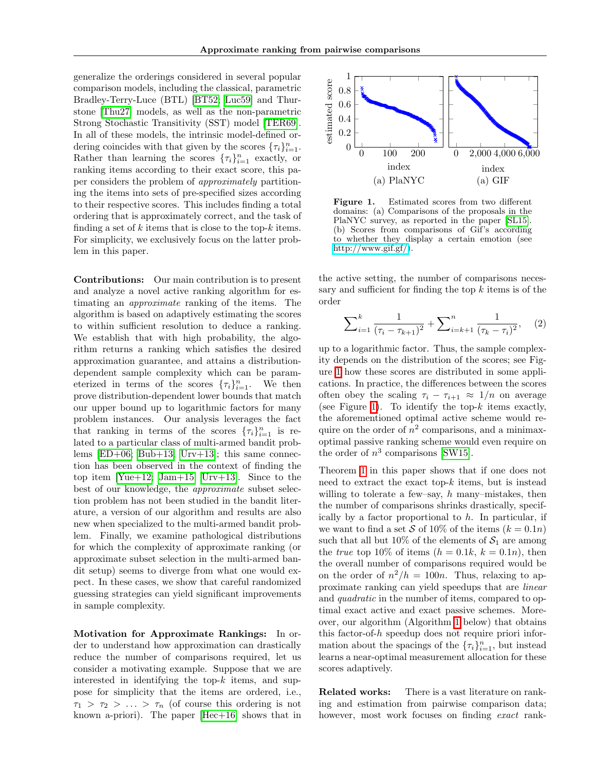generalize the orderings considered in several popular comparison models, including the classical, parametric Bradley-Terry-Luce (BTL) [BT52; Luc59] and Thurstone [Thu27] models, as well as the non-parametric Strong Stochastic Transitivity (SST) model [TER69]. In all of these models, the intrinsic model-defined ordering coincides with that given by the scores $\{\tau_i\}_{i=1}^n$. Rather than learning the scores $\{\tau_i\}_{i=1}^n$ exactly, or ranking items according to their exact score, this paper considers the problem of *approximately* partitioning the items into sets of pre-specified sizes according to their respective scores. This includes finding a total ordering that is approximately correct, and the task of finding a set of $k$ items that is close to the top-$k$ items. For simplicity, we exclusively focus on the latter problem in this paper.

**Contributions:** Our main contribution is to present and analyze a novel active ranking algorithm for estimating an *approximate* ranking of the items. The algorithm is based on adaptively estimating the scores to within sufficient resolution to deduce a ranking. We establish that with high probability, the algorithm returns a ranking which satisfies the desired approximation guarantee, and attains a distribution-dependent sample complexity which can be parameterized in terms of the scores $\{\tau_i\}_{i=1}^n$. We then prove distribution-dependent lower bounds that match our upper bound up to logarithmic factors for many problem instances. Our analysis leverages the fact that ranking in terms of the scores $\{\tau_i\}_{i=1}^n$ is related to a particular class of multi-armed bandit problems [ED+06; Bub+13; Urv+13]; this same connection has been observed in the context of finding the top item [Yue+12; Jam+15; Urv+13]. Since to the best of our knowledge, the *approximate* subset selection problem has not been studied in the bandit literature, a version of our algorithm and results are also new when specialized to the multi-armed bandit problem. Finally, we examine pathological distributions for which the complexity of approximate ranking (or approximate subset selection in the multi-armed bandit setup) seems to diverge from what one would expect. In these cases, we show that careful randomized guessing strategies can yield significant improvements in sample complexity.

**Motivation for Approximate Rankings:** In order to understand how approximation can drastically reduce the number of comparisons required, let us consider a motivating example. Suppose that we are interested in identifying the top-$k$ items, and suppose for simplicity that the items are ordered, i.e., $\tau_1 > \tau_2 > \ldots > \tau_n$ (of course this ordering is not known a-priori). The paper [Hec+16] shows that in the active setting, the number of comparisons necessary and sufficient for finding the top $k$ items is of the order

$$\sum_{i=1}^{k} \frac{1}{(\tau_i - \tau_{k+1})^2} + \sum_{i=k+1}^{n} \frac{1}{(\tau_k - \tau_i)^2}, \qquad (2)$$

up to a logarithmic factor. Thus, the sample complexity depends on the distribution of the scores; see Figure 1 how these scores are distributed in some applications. In practice, the differences between the scores often obey the scaling $\tau_i - \tau_{i+1} \approx 1/n$ on average (see Figure 1). To identify the top-$k$ items exactly, the aforementioned optimal active scheme would require on the order of $n^2$ comparisons, and a minimax-optimal passive ranking scheme would even require on the order of $n^3$ comparisons [SW15].

Figure 1. Estimated scores from two different domains: (a) Comparisons of the proposals in the PlaNYC survey, as reported in the paper [SL15]. (b) Scores from comparisons of Gif's according to whether they display a certain emotion (see http://www.gif.gf/).

Theorem 1 in this paper shows that if one does not need to extract the exact top-$k$ items, but is instead willing to tolerate a few–say, $h$ many–mistakes, then the number of comparisons shrinks drastically, specifically by a factor proportional to $h$. In particular, if we want to find a set $\mathcal{S}$ of 10% of the items ($k = 0.1n$) such that all but 10% of the elements of $\mathcal{S}_1$ are among the *true* top 10% of items ($h = 0.1k$, $k = 0.1n$), then the overall number of comparisons required would be on the order of $n^2/h = 100n$. Thus, relaxing to approximate ranking can yield speedups that are *linear* and *quadratic* in the number of items, compared to optimal exact active and exact passive schemes. Moreover, our algorithm (Algorithm 1 below) that obtains this factor-of-$h$ speedup does not require priori information about the spacings of the $\{\tau_i\}_{i=1}^n$, but instead learns a near-optimal measurement allocation for these scores adaptively.

**Related works:** There is a vast literature on ranking and estimation from pairwise comparison data; however, most work focuses on finding *exact* rank-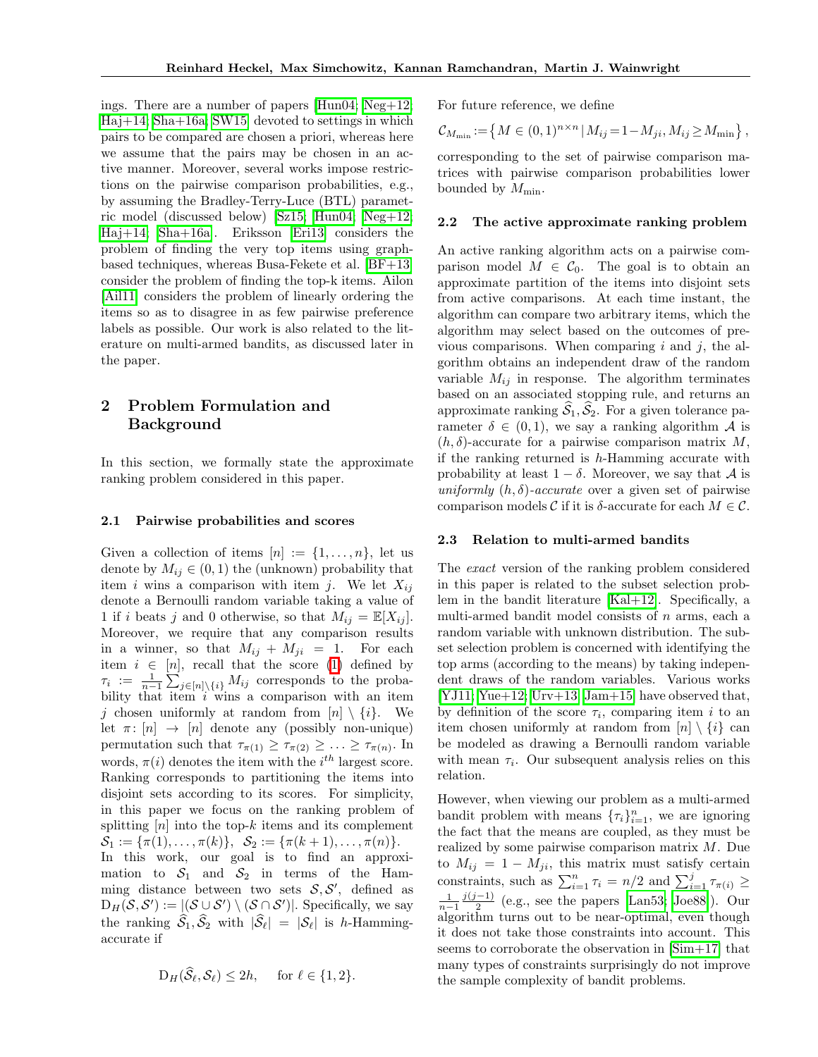ings. There are a number of papers [Hun04; Neg+12; Haj+14; Sha+16a; SW15] devoted to settings in which pairs to be compared are chosen a priori, whereas here we assume that the pairs may be chosen in an active manner. Moreover, several works impose restrictions on the pairwise comparison probabilities, e.g., by assuming the Bradley-Terry-Luce (BTL) parametric model (discussed below) [Sz15; Hun04; Neg+12; Haj+14; Sha+16a]. Eriksson [Eri13] considers the problem of finding the very top items using graph-based techniques, whereas Busa-Fekete et al. [BF+13] consider the problem of finding the top-k items. Ailon [Ail11] considers the problem of linearly ordering the items so as to disagree in as few pairwise preference labels as possible. Our work is also related to the literature on multi-armed bandits, as discussed later in the paper.

## 2 Problem Formulation and Background

In this section, we formally state the approximate ranking problem considered in this paper.

### 2.1 Pairwise probabilities and scores

Given a collection of items $[n] := \{1, \ldots, n\}$, let us denote by $M_{ij} \in (0,1)$ the (unknown) probability that item $i$ wins a comparison with item $j$. We let $X_{ij}$ denote a Bernoulli random variable taking a value of 1 if $i$ beats $j$ and 0 otherwise, so that $M_{ij} = \mathbb{E}[X_{ij}]$. Moreover, we require that any comparison results in a winner, so that $M_{ij} + M_{ji} = 1$. For each item $i \in [n]$, recall that the score (1) defined by $\tau_i := \frac{1}{n-1} \sum_{j \in [n] \setminus \{i\}} M_{ij}$ corresponds to the probability that item $i$ wins a comparison with an item $j$ chosen uniformly at random from $[n] \setminus \{i\}$. We let $\pi \colon [n] \to [n]$ denote any (possibly non-unique) permutation such that $\tau_{\pi(1)} \geq \tau_{\pi(2)} \geq \ldots \geq \tau_{\pi(n)}$. In words, $\pi(i)$ denotes the item with the $i^{th}$ largest score. Ranking corresponds to partitioning the items into disjoint sets according to its scores. For simplicity, in this paper we focus on the ranking problem of splitting $[n]$ into the top-$k$ items and its complement $\mathcal{S}_1 := \{\pi(1), \ldots, \pi(k)\}$, $\mathcal{S}_2 := \{\pi(k+1), \ldots, \pi(n)\}$. In this work, our goal is to find an approximation to $\mathcal{S}_1$ and $\mathcal{S}_2$ in terms of the Hamming distance between two sets $\mathcal{S}, \mathcal{S}'$, defined as $\mathrm{D}_H(\mathcal{S}, \mathcal{S}') := |(\mathcal{S} \cup \mathcal{S}') \setminus (\mathcal{S} \cap \mathcal{S}')|$. Specifically, we say the ranking $\widehat{\mathcal{S}}_1, \widehat{\mathcal{S}}_2$ with $|\widehat{\mathcal{S}}_\ell| = |\mathcal{S}_\ell|$ is $h$-Hamming-accurate if

$$\mathrm{D}_H(\widehat{\mathcal{S}}_\ell, \mathcal{S}_\ell) \leq 2h, \quad \text{for } \ell \in \{1, 2\}.$$

For future reference, we define

$$\mathcal{C}_{M_{\min}} := \left\{ M \in (0,1)^{n \times n} \,|\, M_{ij} = 1 - M_{ji}, M_{ij} \geq M_{\min} \right\},$$

corresponding to the set of pairwise comparison matrices with pairwise comparison probabilities lower bounded by $M_{\min}$.

### 2.2 The active approximate ranking problem

An active ranking algorithm acts on a pairwise comparison model $M \in \mathcal{C}_0$. The goal is to obtain an approximate partition of the items into disjoint sets from active comparisons. At each time instant, the algorithm can compare two arbitrary items, which the algorithm may select based on the outcomes of previous comparisons. When comparing $i$ and $j$, the algorithm obtains an independent draw of the random variable $M_{ij}$ in response. The algorithm terminates based on an associated stopping rule, and returns an approximate ranking $\widehat{\mathcal{S}}_1, \widehat{\mathcal{S}}_2$. For a given tolerance parameter $\delta \in (0,1)$, we say a ranking algorithm $\mathcal{A}$ is $(h, \delta)$-accurate for a pairwise comparison matrix $M$, if the ranking returned is $h$-Hamming accurate with probability at least $1 - \delta$. Moreover, we say that $\mathcal{A}$ is *uniformly $(h, \delta)$-accurate* over a given set of pairwise comparison models $\mathcal{C}$ if it is $\delta$-accurate for each $M \in \mathcal{C}$.

### 2.3 Relation to multi-armed bandits

The *exact* version of the ranking problem considered in this paper is related to the subset selection problem in the bandit literature [Kal+12]. Specifically, a multi-armed bandit model consists of $n$ arms, each a random variable with unknown distribution. The subset selection problem is concerned with identifying the top arms (according to the means) by taking independent draws of the random variables. Various works [YJ11; Yue+12; Urv+13; Jam+15] have observed that, by definition of the score $\tau_i$, comparing item $i$ to an item chosen uniformly at random from $[n] \setminus \{i\}$ can be modeled as drawing a Bernoulli random variable with mean $\tau_i$. Our subsequent analysis relies on this relation.

However, when viewing our problem as a multi-armed bandit problem with means $\{\tau_i\}_{i=1}^n$, we are ignoring the fact that the means are coupled, as they must be realized by some pairwise comparison matrix $M$. Due to $M_{ij} = 1 - M_{ji}$, this matrix must satisfy certain constraints, such as $\sum_{i=1}^n \tau_i = n/2$ and $\sum_{i=1}^j \tau_{\pi(i)} \geq \frac{1}{n-1} \frac{j(j-1)}{2}$ (e.g., see the papers [Lan53; Joe88]). Our algorithm turns out to be near-optimal, even though it does not take those constraints into account. This seems to corroborate the observation in [Sim+17] that many types of constraints surprisingly do not improve the sample complexity of bandit problems.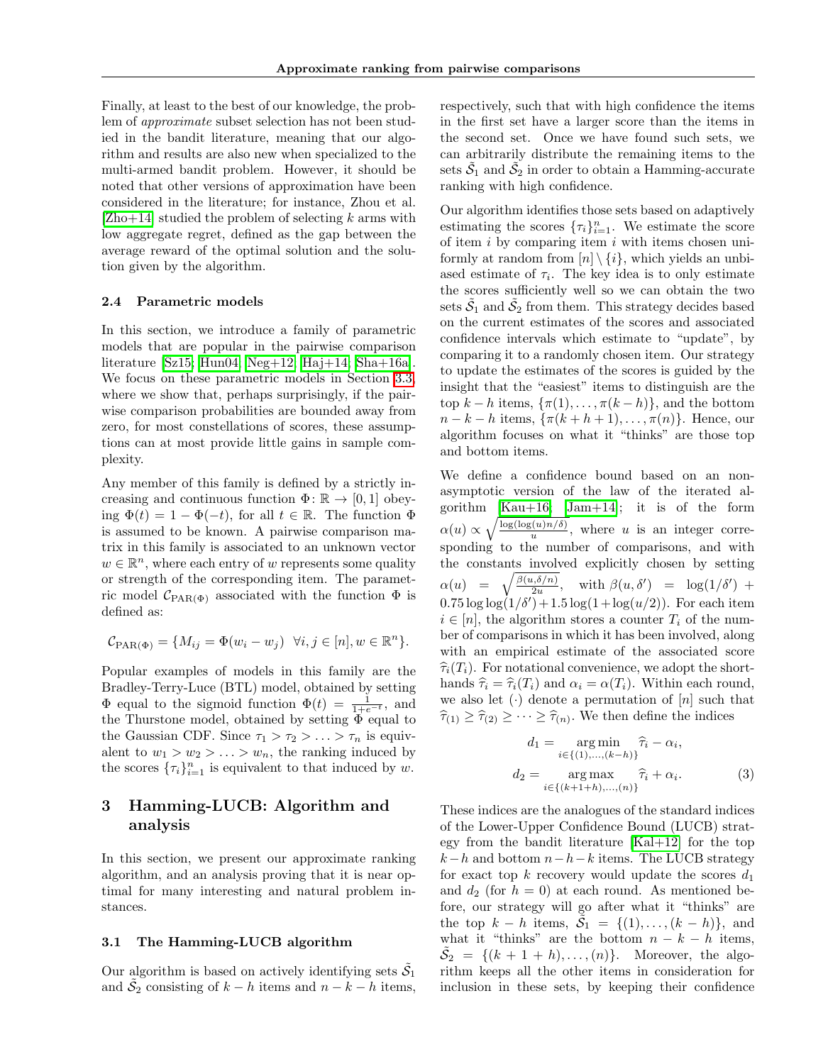Finally, at least to the best of our knowledge, the problem of *approximate* subset selection has not been studied in the bandit literature, meaning that our algorithm and results are also new when specialized to the multi-armed bandit problem. However, it should be noted that other versions of approximation have been considered in the literature; for instance, Zhou et al. [Zho+14] studied the problem of selecting $k$ arms with low aggregate regret, defined as the gap between the average reward of the optimal solution and the solution given by the algorithm.

### 2.4 Parametric models

In this section, we introduce a family of parametric models that are popular in the pairwise comparison literature [Sz15; Hun04; Neg+12; Haj+14; Sha+16a]. We focus on these parametric models in Section 3.3, where we show that, perhaps surprisingly, if the pairwise comparison probabilities are bounded away from zero, for most constellations of scores, these assumptions can at most provide little gains in sample complexity.

Any member of this family is defined by a strictly increasing and continuous function $\Phi\colon \mathbb{R} \to [0, 1]$ obeying $\Phi(t) = 1 - \Phi(-t)$, for all $t \in \mathbb{R}$. The function $\Phi$ is assumed to be known. A pairwise comparison matrix in this family is associated to an unknown vector $w \in \mathbb{R}^n$, where each entry of $w$ represents some quality or strength of the corresponding item. The parametric model $\mathcal{C}_{\mathrm{PAR}(\Phi)}$ associated with the function $\Phi$ is defined as:

$$\mathcal{C}_{\mathrm{PAR}(\Phi)} = \{M_{ij} = \Phi(w_i - w_j) \;\; \forall i, j \in [n], w \in \mathbb{R}^n\}.$$

Popular examples of models in this family are the Bradley-Terry-Luce (BTL) model, obtained by setting $\Phi$ equal to the sigmoid function $\Phi(t) = \frac{1}{1+e^{-t}}$, and the Thurstone model, obtained by setting $\Phi$ equal to the Gaussian CDF. Since $\tau_1 > \tau_2 > \ldots > \tau_n$ is equivalent to $w_1 > w_2 > \ldots > w_n$, the ranking induced by the scores $\{\tau_i\}_{i=1}^n$ is equivalent to that induced by $w$.

## 3 Hamming-LUCB: Algorithm and analysis

In this section, we present our approximate ranking algorithm, and an analysis proving that it is near optimal for many interesting and natural problem instances.

### 3.1 The Hamming-LUCB algorithm

Our algorithm is based on actively identifying sets $\tilde{\mathcal{S}}_1$ and $\tilde{\mathcal{S}}_2$ consisting of $k-h$ items and $n-k-h$ items, respectively, such that with high confidence the items in the first set have a larger score than the items in the second set. Once we have found such sets, we can arbitrarily distribute the remaining items to the sets $\tilde{\mathcal{S}}_1$ and $\tilde{\mathcal{S}}_2$ in order to obtain a Hamming-accurate ranking with high confidence.

Our algorithm identifies those sets based on adaptively estimating the scores $\{\tau_i\}_{i=1}^n$. We estimate the score of item $i$ by comparing item $i$ with items chosen uniformly at random from $[n] \setminus \{i\}$, which yields an unbiased estimate of $\tau_i$. The key idea is to only estimate the scores sufficiently well so we can obtain the two sets $\tilde{\mathcal{S}}_1$ and $\tilde{\mathcal{S}}_2$ from them. This strategy decides based on the current estimates of the scores and associated confidence intervals which estimate to "update", by comparing it to a randomly chosen item. Our strategy to update the estimates of the scores is guided by the insight that the "easiest" items to distinguish are the top $k-h$ items, $\{\pi(1), \ldots, \pi(k-h)\}$, and the bottom $n-k-h$ items, $\{\pi(k+h+1), \ldots, \pi(n)\}$. Hence, our algorithm focuses on what it "thinks" are those top and bottom items.

We define a confidence bound based on an non-asymptotic version of the law of the iterated algorithm [Kau+16; Jam+14]; it is of the form $\alpha(u) \propto \sqrt{\frac{\log(\log(u)n/\delta)}{u}}$, where $u$ is an integer corresponding to the number of comparisons, and with the constants involved explicitly chosen by setting $\alpha(u) = \sqrt{\frac{\beta(u,\delta/n)}{2u}}$, with $\beta(u, \delta') = \log(1/\delta') + 0.75 \log\log(1/\delta') + 1.5 \log(1 + \log(u/2))$. For each item $i \in [n]$, the algorithm stores a counter $T_i$ of the number of comparisons in which it has been involved, along with an empirical estimate of the associated score $\widehat{\tau}_i(T_i)$. For notational convenience, we adopt the shorthands $\widehat{\tau}_i = \widehat{\tau}_i(T_i)$ and $\alpha_i = \alpha(T_i)$. Within each round, we also let $(\cdot)$ denote a permutation of $[n]$ such that $\widehat{\tau}_{(1)} \geq \widehat{\tau}_{(2)} \geq \cdots \geq \widehat{\tau}_{(n)}$. We then define the indices

$$d_1 = \operatorname*{arg\,min}_{i \in \{(1), \ldots, (k-h)\}} \widehat{\tau}_i - \alpha_i,$$
$$d_2 = \operatorname*{arg\,max}_{i \in \{(k+1+h), \ldots, (n)\}} \widehat{\tau}_i + \alpha_i. \tag{3}$$

These indices are the analogues of the standard indices of the Lower-Upper Confidence Bound (LUCB) strategy from the bandit literature [Kal+12] for the top $k-h$ and bottom $n-h-k$ items. The LUCB strategy for exact top $k$ recovery would update the scores $d_1$ and $d_2$ (for $h = 0$) at each round. As mentioned before, our strategy will go after what it "thinks" are the top $k-h$ items, $\tilde{\mathcal{S}}_1 = \{(1), \ldots, (k-h)\}$, and what it "thinks" are the bottom $n-k-h$ items, $\tilde{\mathcal{S}}_2 = \{(k+1+h), \ldots, (n)\}$. Moreover, the algorithm keeps all the other items in consideration for inclusion in these sets, by keeping their confidence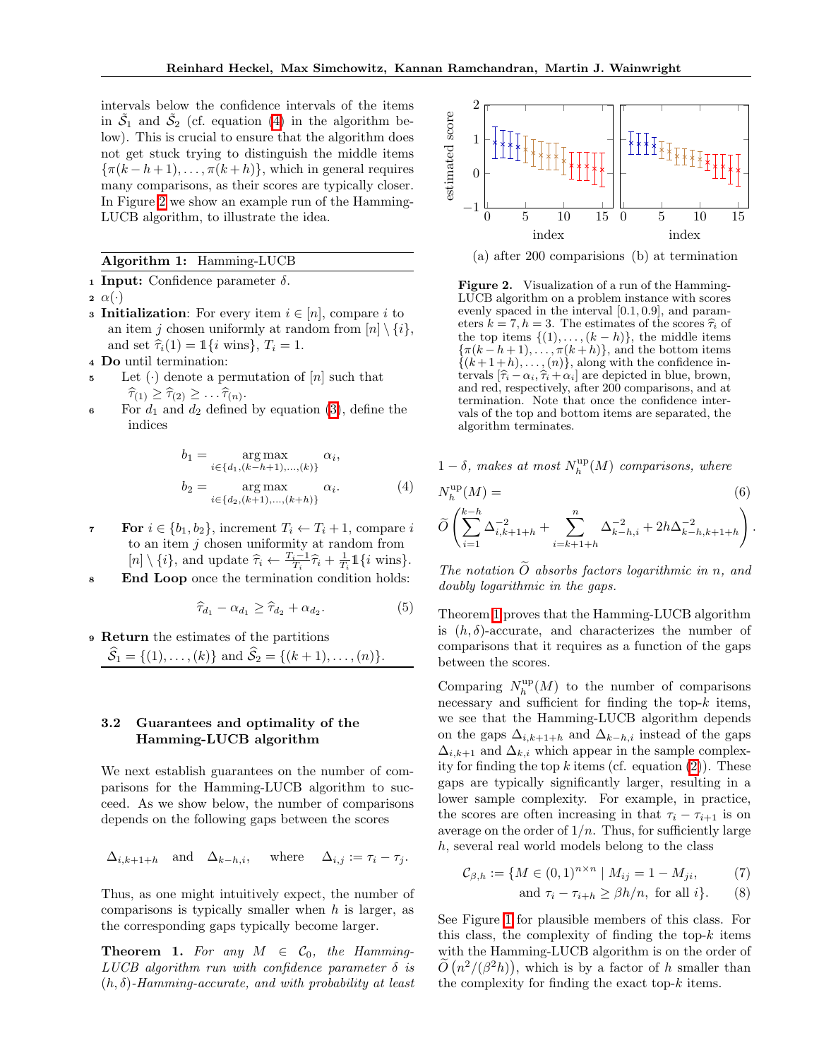intervals below the confidence intervals of the items in $\tilde{\mathcal{S}}_1$ and $\tilde{\mathcal{S}}_2$ (cf. equation (4) in the algorithm below). This is crucial to ensure that the algorithm does not get stuck trying to distinguish the middle items $\{\pi(k-h+1),\ldots,\pi(k+h)\}$, which in general requires many comparisons, as their scores are typically closer. In Figure 2 we show an example run of the Hamming-LUCB algorithm, to illustrate the idea.

---

**Algorithm 1:** Hamming-LUCB

1. **Input:** Confidence parameter $\delta$.
2. $\alpha(\cdot)$
3. **Initialization**: For every item $i \in [n]$, compare $i$ to an item $j$ chosen uniformly at random from $[n] \setminus \{i\}$, and set $\widehat{\tau}_i(1) = \mathbb{1}\{i \text{ wins}\}$, $T_i = 1$.
4. **Do** until termination:
5. Let $(\cdot)$ denote a permutation of $[n]$ such that $\widehat{\tau}_{(1)} \geq \widehat{\tau}_{(2)} \geq \ldots \widehat{\tau}_{(n)}$.
6. For $d_1$ and $d_2$ defined by equation (3), define the indices

$$b_1 = \underset{i \in \{d_1, (k-h+1), \ldots, (k)\}}{\arg\max} \alpha_i,$$

$$b_2 = \underset{i \in \{d_2, (k+1), \ldots, (k+h)\}}{\arg\max} \alpha_i. \tag{4}$$

7. **For** $i \in \{b_1, b_2\}$, increment $T_i \leftarrow T_i + 1$, compare $i$ to an item $j$ chosen uniformity at random from $[n] \setminus \{i\}$, and update $\widehat{\tau}_i \leftarrow \frac{T_i - 1}{T_i}\widehat{\tau}_i + \frac{1}{T_i}\mathbb{1}\{i \text{ wins}\}$.
8. **End Loop** once the termination condition holds:

$$\widehat{\tau}_{d_1} - \alpha_{d_1} \geq \widehat{\tau}_{d_2} + \alpha_{d_2}. \tag{5}$$

9. **Return** the estimates of the partitions $\widehat{\mathcal{S}}_1 = \{(1), \ldots, (k)\}$ and $\widehat{\mathcal{S}}_2 = \{(k+1), \ldots, (n)\}$.

---

### 3.2 Guarantees and optimality of the Hamming-LUCB algorithm

We next establish guarantees on the number of comparisons for the Hamming-LUCB algorithm to succeed. As we show below, the number of comparisons depends on the following gaps between the scores

$$\Delta_{i,k+1+h} \quad \text{and} \quad \Delta_{k-h,i}, \quad \text{where} \quad \Delta_{i,j} := \tau_i - \tau_j.$$

Thus, as one might intuitively expect, the number of comparisons is typically smaller when $h$ is larger, as the corresponding gaps typically become larger.

**Theorem 1.** *For any $M \in \mathcal{C}_0$, the Hamming-LUCB algorithm run with confidence parameter $\delta$ is $(h, \delta)$-Hamming-accurate, and with probability at least $1 - \delta$, makes at most $N_h^{\mathrm{up}}(M)$ comparisons, where*

$$N_h^{\mathrm{up}}(M) = \tag{6}$$
$$\widetilde{O}\left(\sum_{i=1}^{k-h} \Delta_{i,k+1+h}^{-2} + \sum_{i=k+1+h}^{n} \Delta_{k-h,i}^{-2} + 2h\Delta_{k-h,k+1+h}^{-2}\right).$$

*The notation $\widetilde{O}$ absorbs factors logarithmic in $n$, and doubly logarithmic in the gaps.*

Theorem 1 proves that the Hamming-LUCB algorithm is $(h, \delta)$-accurate, and characterizes the number of comparisons that it requires as a function of the gaps between the scores.

Comparing $N_h^{\mathrm{up}}(M)$ to the number of comparisons necessary and sufficient for finding the top-$k$ items, we see that the Hamming-LUCB algorithm depends on the gaps $\Delta_{i,k+1+h}$ and $\Delta_{k-h,i}$ instead of the gaps $\Delta_{i,k+1}$ and $\Delta_{k,i}$ which appear in the sample complexity for finding the top $k$ items (cf. equation (2)). These gaps are typically significantly larger, resulting in a lower sample complexity. For example, in practice, the scores are often increasing in that $\tau_i - \tau_{i+1}$ is on average on the order of $1/n$. Thus, for sufficiently large $h$, several real world models belong to the class

$$\mathcal{C}_{\beta,h} := \{M \in (0,1)^{n \times n} \mid M_{ij} = 1 - M_{ji}, \tag{7}$$
$$\text{and } \tau_i - \tau_{i+h} \geq \beta h/n, \text{ for all } i\}. \tag{8}$$

See Figure 1 for plausible members of this class. For this class, the complexity of finding the top-$k$ items with the Hamming-LUCB algorithm is on the order of $\widetilde{O}\left(n^2/(\beta^2 h)\right)$, which is by a factor of $h$ smaller than the complexity for finding the exact top-$k$ items.

(a) after 200 comparisions (b) at termination

**Figure 2.** Visualization of a run of the Hamming-LUCB algorithm on a problem instance with scores evenly spaced in the interval $[0.1, 0.9]$, and parameters $k = 7, h = 3$. The estimates of the scores $\widehat{\tau}_i$ of the top items $\{(1), \ldots, (k-h)\}$, the middle items $\{\pi(k-h+1), \ldots, \pi(k+h)\}$, and the bottom items $\{(k+1+h), \ldots, (n)\}$, along with the confidence intervals $[\widehat{\tau}_i - \alpha_i, \widehat{\tau}_i + \alpha_i]$ are depicted in blue, brown, and red, respectively, after 200 comparisons, and at termination. Note that once the confidence intervals of the top and bottom items are separated, the algorithm terminates.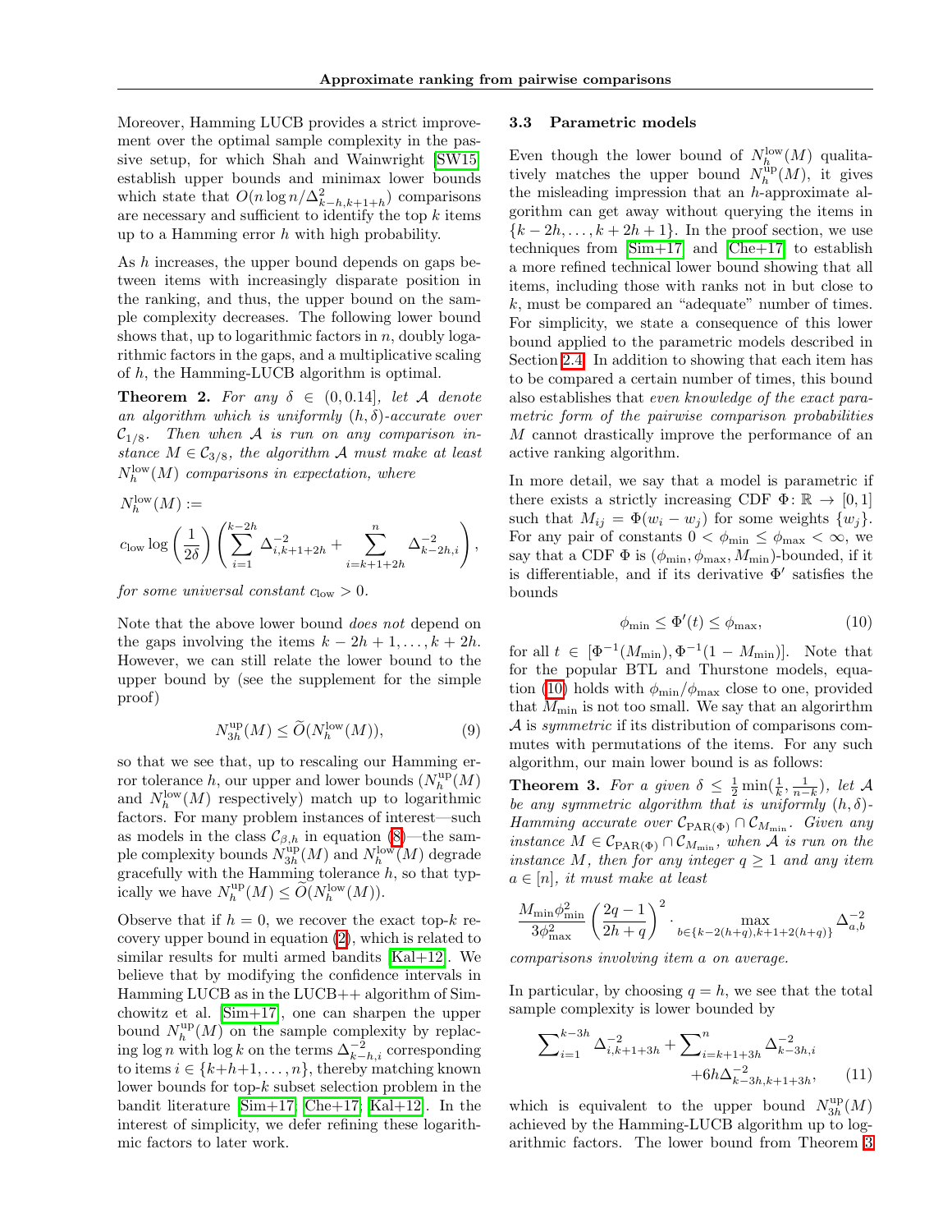Moreover, Hamming LUCB provides a strict improvement over the optimal sample complexity in the passive setup, for which Shah and Wainwright [SW15] establish upper bounds and minimax lower bounds which state that $O(n \log n / \Delta^2_{k-h,k+1+h})$ comparisons are necessary and sufficient to identify the top $k$ items up to a Hamming error $h$ with high probability.

As $h$ increases, the upper bound depends on gaps between items with increasingly disparate position in the ranking, and thus, the upper bound on the sample complexity decreases. The following lower bound shows that, up to logarithmic factors in $n$, doubly logarithmic factors in the gaps, and a multiplicative scaling of $h$, the Hamming-LUCB algorithm is optimal.

**Theorem 2.** *For any $\delta \in (0, 0.14]$, let $\mathcal{A}$ denote an algorithm which is uniformly $(h, \delta)$-accurate over $\mathcal{C}_{1/8}$. Then when $\mathcal{A}$ is run on any comparison instance $M \in \mathcal{C}_{3/8}$, the algorithm $\mathcal{A}$ must make at least $N_h^{\mathrm{low}}(M)$ comparisons in expectation, where*

$$N_h^{\mathrm{low}}(M) := c_{\mathrm{low}} \log\left(\frac{1}{2\delta}\right) \left( \sum_{i=1}^{k-2h} \Delta^{-2}_{i,k+1+2h} + \sum_{i=k+1+2h}^{n} \Delta^{-2}_{k-2h,i} \right),$$

*for some universal constant $c_{\mathrm{low}} > 0$.*

Note that the above lower bound *does not* depend on the gaps involving the items $k - 2h + 1, \ldots, k + 2h$. However, we can still relate the lower bound to the upper bound by (see the supplement for the simple proof)

$$N_{3h}^{\mathrm{up}}(M) \leq \widetilde{O}(N_h^{\mathrm{low}}(M)), \tag{9}$$

so that we see that, up to rescaling our Hamming error tolerance $h$, our upper and lower bounds ($N_h^{\mathrm{up}}(M)$ and $N_h^{\mathrm{low}}(M)$ respectively) match up to logarithmic factors. For many problem instances of interest—such as models in the class $\mathcal{C}_{\beta,h}$ in equation (8)—the sample complexity bounds $N_{3h}^{\mathrm{up}}(M)$ and $N_h^{\mathrm{low}}(M)$ degrade gracefully with the Hamming tolerance $h$, so that typically we have $N_h^{\mathrm{up}}(M) \leq \widetilde{O}(N_h^{\mathrm{low}}(M))$.

Observe that if $h = 0$, we recover the exact top-$k$ recovery upper bound in equation (2), which is related to similar results for multi armed bandits [Kal+12]. We believe that by modifying the confidence intervals in Hamming LUCB as in the LUCB++ algorithm of Simchowitz et al. [Sim+17], one can sharpen the upper bound $N_h^{\mathrm{up}}(M)$ on the sample complexity by replacing $\log n$ with $\log k$ on the terms $\Delta^{-2}_{k-h,i}$ corresponding to items $i \in \{k+h+1, \ldots, n\}$, thereby matching known lower bounds for top-$k$ subset selection problem in the bandit literature [Sim+17; Che+17; Kal+12]. In the interest of simplicity, we defer refining these logarithmic factors to later work.

### 3.3 Parametric models

Even though the lower bound of $N_h^{\mathrm{low}}(M)$ qualitatively matches the upper bound $N_h^{\mathrm{up}}(M)$, it gives the misleading impression that an $h$-approximate algorithm can get away without querying the items in $\{k - 2h, \ldots, k + 2h + 1\}$. In the proof section, we use techniques from [Sim+17] and [Che+17] to establish a more refined technical lower bound showing that all items, including those with ranks not in but close to $k$, must be compared an "adequate" number of times. For simplicity, we state a consequence of this lower bound applied to the parametric models described in Section 2.4. In addition to showing that each item has to be compared a certain number of times, this bound also establishes that *even knowledge of the exact parametric form of the pairwise comparison probabilities $M$* cannot drastically improve the performance of an active ranking algorithm.

In more detail, we say that a model is parametric if there exists a strictly increasing CDF $\Phi \colon \mathbb{R} \to [0, 1]$ such that $M_{ij} = \Phi(w_i - w_j)$ for some weights $\{w_j\}$. For any pair of constants $0 < \phi_{\min} \leq \phi_{\max} < \infty$, we say that a CDF $\Phi$ is $(\phi_{\min}, \phi_{\max}, M_{\min})$-bounded, if it is differentiable, and if its derivative $\Phi'$ satisfies the bounds

$$\phi_{\min} \leq \Phi'(t) \leq \phi_{\max}, \tag{10}$$

for all $t \in [\Phi^{-1}(M_{\min}), \Phi^{-1}(1 - M_{\min})]$. Note that for the popular BTL and Thurstone models, equation (10) holds with $\phi_{\min}/\phi_{\max}$ close to one, provided that $M_{\min}$ is not too small. We say that an algorirthm $\mathcal{A}$ is *symmetric* if its distribution of comparisons commutes with permutations of the items. For any such algorithm, our main lower bound is as follows:

**Theorem 3.** *For a given $\delta \leq \frac{1}{2}\min(\frac{1}{k}, \frac{1}{n-k})$, let $\mathcal{A}$ be any symmetric algorithm that is uniformly $(h, \delta)$-Hamming accurate over $\mathcal{C}_{\mathrm{PAR}(\Phi)} \cap \mathcal{C}_{M_{\min}}$. Given any instance $M \in \mathcal{C}_{\mathrm{PAR}(\Phi)} \cap \mathcal{C}_{M_{\min}}$, when $\mathcal{A}$ is run on the instance $M$, then for any integer $q \geq 1$ and any item $a \in [n]$, it must make at least*

$$\frac{M_{\min}\phi_{\min}^2}{3\phi_{\max}^2} \left(\frac{2q-1}{2h+q}\right)^2 \cdot \max_{b \in \{k-2(h+q), k+1+2(h+q)\}} \Delta^{-2}_{a,b}$$

*comparisons involving item $a$ on average.*

In particular, by choosing $q = h$, we see that the total sample complexity is lower bounded by

$$\sum_{i=1}^{k-3h} \Delta^{-2}_{i,k+1+3h} + \sum_{i=k+1+3h}^{n} \Delta^{-2}_{k-3h,i} + 6h\Delta^{-2}_{k-3h,k+1+3h}, \tag{11}$$

which is equivalent to the upper bound $N_{3h}^{\mathrm{up}}(M)$ achieved by the Hamming-LUCB algorithm up to logarithmic factors. The lower bound from Theorem 3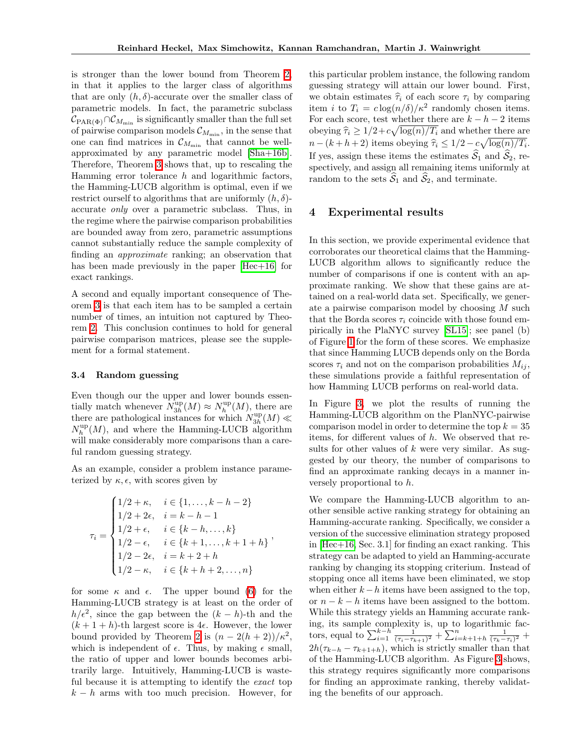is stronger than the lower bound from Theorem 2, in that it applies to the larger class of algorithms that are only $(h, \delta)$-accurate over the smaller class of parametric models. In fact, the parametric subclass $\mathcal{C}_{\mathrm{PAR}(\Phi)} \cap \mathcal{C}_{M_{\min}}$ is significantly smaller than the full set of pairwise comparison models $\mathcal{C}_{M_{\min}}$, in the sense that one can find matrices in $\mathcal{C}_{M_{\min}}$ that cannot be well-approximated by any parametric model [Sha+16b]. Therefore, Theorem 3 shows that, up to rescaling the Hamming error tolerance $h$ and logarithmic factors, the Hamming-LUCB algorithm is optimal, even if we restrict ourself to algorithms that are uniformly $(h, \delta)$-accurate *only* over a parametric subclass. Thus, in the regime where the pairwise comparison probabilities are bounded away from zero, parametric assumptions cannot substantially reduce the sample complexity of finding an *approximate* ranking; an observation that has been made previously in the paper [Hec+16] for exact rankings.

A second and equally important consequence of Theorem 3 is that each item has to be sampled a certain number of times, an intuition not captured by Theorem 2. This conclusion continues to hold for general pairwise comparison matrices, please see the supplement for a formal statement.

### 3.4 Random guessing

Even though our the upper and lower bounds essentially match whenever $N_{3h}^{\mathrm{up}}(M) \approx N_h^{\mathrm{up}}(M)$, there are there are pathological instances for which $N_{3h}^{\mathrm{up}}(M) \ll N_h^{\mathrm{up}}(M)$, and where the Hamming-LUCB algorithm will make considerably more comparisons than a careful random guessing strategy.

As an example, consider a problem instance parameterized by $\kappa, \epsilon$, with scores given by

$$
\tau_i = \begin{cases} 1/2 + \kappa, & i \in \{1, \ldots, k-h-2\} \\ 1/2 + 2\epsilon, & i = k-h-1 \\ 1/2 + \epsilon, & i \in \{k-h, \ldots, k\} \\ 1/2 - \epsilon, & i \in \{k+1, \ldots, k+1+h\} \\ 1/2 - 2\epsilon, & i = k+2+h \\ 1/2 - \kappa, & i \in \{k+h+2, \ldots, n\} \end{cases},
$$

for some $\kappa$ and $\epsilon$. The upper bound (6) for the Hamming-LUCB strategy is at least on the order of $h/\epsilon^2$, since the gap between the $(k-h)$-th and the $(k+1+h)$-th largest score is $4\epsilon$. However, the lower bound provided by Theorem 2 is $(n - 2(h+2))/\kappa^2$, which is independent of $\epsilon$. Thus, by making $\epsilon$ small, the ratio of upper and lower bounds becomes arbitrarily large. Intuitively, Hamming-LUCB is wasteful because it is attempting to identify the *exact* top $k-h$ arms with too much precision. However, for this particular problem instance, the following random guessing strategy will attain our lower bound. First, we obtain estimates $\widehat{\tau}_i$ of each score $\tau_i$ by comparing item $i$ to $T_i = c \log(n/\delta)/\kappa^2$ randomly chosen items. For each score, test whether there are $k-h-2$ items obeying $\widehat{\tau}_i \geq 1/2 + c\sqrt{\log(n)/T_i}$ and whether there are $n-(k+h+2)$ items obeying $\widehat{\tau}_i \leq 1/2 - c\sqrt{\log(n)/T_i}$. If yes, assign these items the estimates $\widehat{\mathcal{S}}_1$ and $\widehat{\mathcal{S}}_2$, respectively, and assign all remaining items uniformly at random to the sets $\widehat{\mathcal{S}}_1$ and $\widehat{\mathcal{S}}_2$, and terminate.

## 4 Experimental results

In this section, we provide experimental evidence that corroborates our theoretical claims that the Hamming-LUCB algorithm allows to significantly reduce the number of comparisons if one is content with an approximate ranking. We show that these gains are attained on a real-world data set. Specifically, we generate a pairwise comparison model by choosing $M$ such that the Borda scores $\tau_i$ coincide with those found empirically in the PlaNYC survey [SL15]; see panel (b) of Figure 1 for the form of these scores. We emphasize that since Hamming LUCB depends only on the Borda scores $\tau_i$ and not on the comparison probabilities $M_{ij}$, these simulations provide a faithful representation of how Hamming LUCB performs on real-world data.

In Figure 3, we plot the results of running the Hamming-LUCB algorithm on the PlanNYC-pairwise comparison model in order to determine the top $k = 35$ items, for different values of $h$. We observed that results for other values of $k$ were very similar. As suggested by our theory, the number of comparisons to find an approximate ranking decays in a manner inversely proportional to $h$.

We compare the Hamming-LUCB algorithm to another sensible active ranking strategy for obtaining an Hamming-accurate ranking. Specifically, we consider a version of the successive elimination strategy proposed in [Hec+16, Sec. 3.1] for finding an exact ranking. This strategy can be adapted to yield an Hamming-accurate ranking by changing its stopping criterium. Instead of stopping once all items have been eliminated, we stop when either $k-h$ items have been assigned to the top, or $n-k-h$ items have been assigned to the bottom. While this strategy yields an Hamming accurate ranking, its sample complexity is, up to logarithmic factors, equal to $\sum_{i=1}^{k-h} \frac{1}{(\tau_i - \tau_{k+1})^2} + \sum_{i=k+1+h}^{n} \frac{1}{(\tau_k - \tau_i)^2} + 2h(\tau_{k-h} - \tau_{k+1+h})$, which is strictly smaller than that of the Hamming-LUCB algorithm. As Figure 3 shows, this strategy requires significantly more comparisons for finding an approximate ranking, thereby validating the benefits of our approach.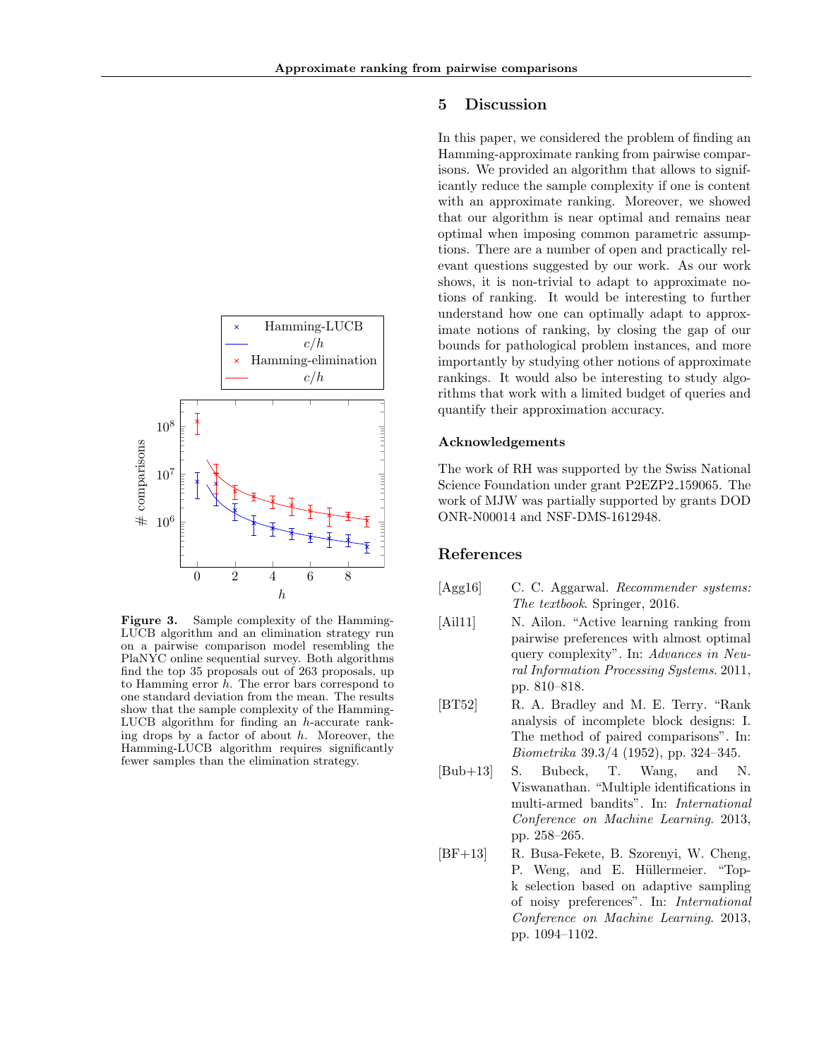**Figure 3.** Sample complexity of the Hamming-LUCB algorithm and an elimination strategy run on a pairwise comparison model resembling the PlaNYC online sequential survey. Both algorithms find the top 35 proposals out of 263 proposals, up to Hamming error $h$. The error bars correspond to one standard deviation from the mean. The results show that the sample complexity of the Hamming-LUCB algorithm for finding an $h$-accurate ranking drops by a factor of about $h$. Moreover, the Hamming-LUCB algorithm requires significantly fewer samples than the elimination strategy.

## 5 Discussion

In this paper, we considered the problem of finding an Hamming-approximate ranking from pairwise comparisons. We provided an algorithm that allows to significantly reduce the sample complexity if one is content with an approximate ranking. Moreover, we showed that our algorithm is near optimal and remains near optimal when imposing common parametric assumptions. There are a number of open and practically relevant questions suggested by our work. As our work shows, it is non-trivial to adapt to approximate notions of ranking. It would be interesting to further understand how one can optimally adapt to approximate notions of ranking, by closing the gap of our bounds for pathological problem instances, and more importantly by studying other notions of approximate rankings. It would also be interesting to study algorithms that work with a limited budget of queries and quantify their approximation accuracy.

### Acknowledgements

The work of RH was supported by the Swiss National Science Foundation under grant P2EZP2_159065. The work of MJW was partially supported by grants DOD ONR-N00014 and NSF-DMS-1612948.

## References

[Agg16] C. C. Aggarwal. *Recommender systems: The textbook*. Springer, 2016.

[Ail11] N. Ailon. "Active learning ranking from pairwise preferences with almost optimal query complexity". In: *Advances in Neural Information Processing Systems*. 2011, pp. 810–818.

[BT52] R. A. Bradley and M. E. Terry. "Rank analysis of incomplete block designs: I. The method of paired comparisons". In: *Biometrika* 39.3/4 (1952), pp. 324–345.

[Bub+13] S. Bubeck, T. Wang, and N. Viswanathan. "Multiple identifications in multi-armed bandits". In: *International Conference on Machine Learning*. 2013, pp. 258–265.

[BF+13] R. Busa-Fekete, B. Szorenyi, W. Cheng, P. Weng, and E. Hüllermeier. "Top-k selection based on adaptive sampling of noisy preferences". In: *International Conference on Machine Learning*. 2013, pp. 1094–1102.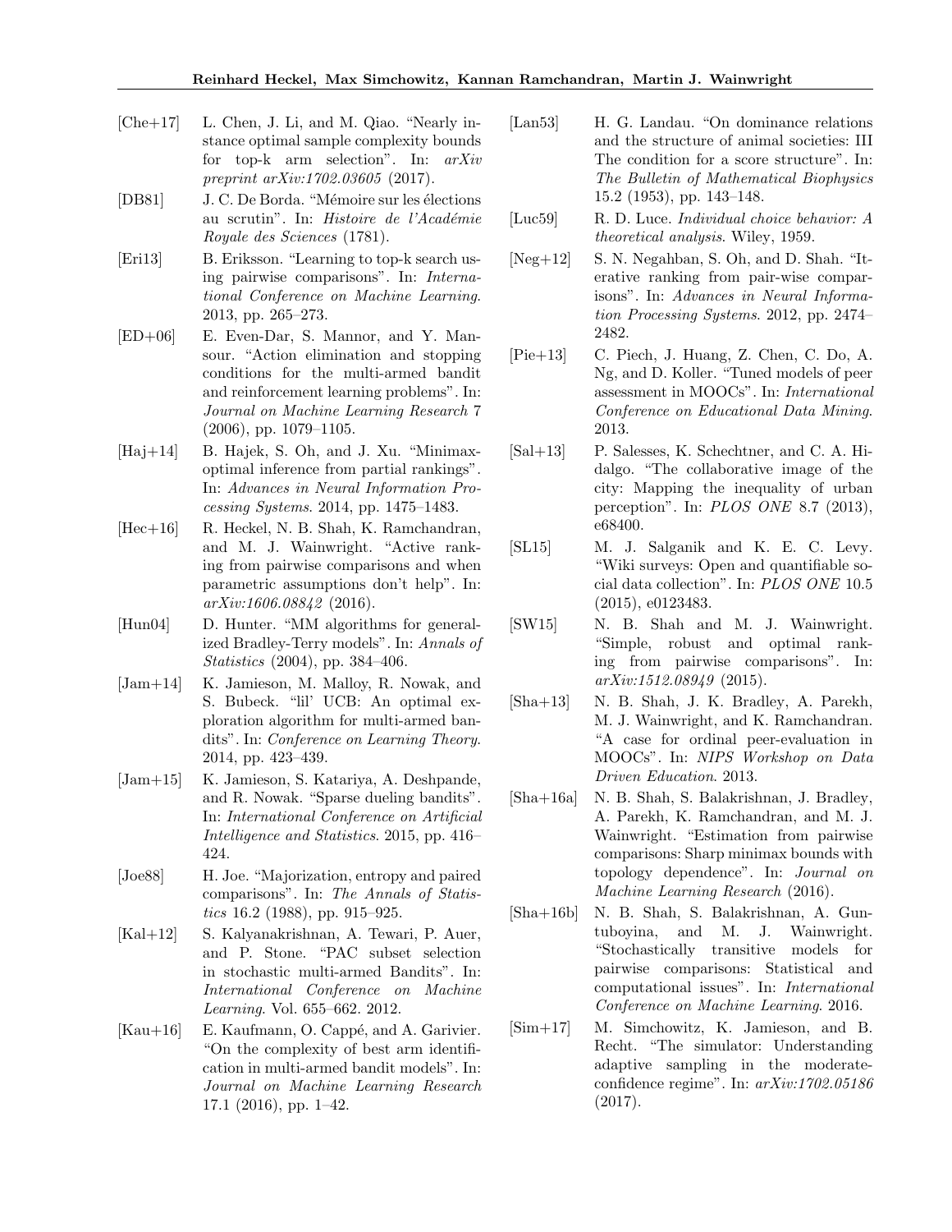[Che+17] L. Chen, J. Li, and M. Qiao. "Nearly instance optimal sample complexity bounds for top-k arm selection". In: *arXiv preprint arXiv:1702.03605* (2017).

[DB81] J. C. De Borda. "Mémoire sur les élections au scrutin". In: *Histoire de l'Acadèmie Royale des Sciences* (1781).

[Eri13] B. Eriksson. "Learning to top-k search using pairwise comparisons". In: *International Conference on Machine Learning*. 2013, pp. 265–273.

[ED+06] E. Even-Dar, S. Mannor, and Y. Mansour. "Action elimination and stopping conditions for the multi-armed bandit and reinforcement learning problems". In: *Journal on Machine Learning Research* 7 (2006), pp. 1079–1105.

[Haj+14] B. Hajek, S. Oh, and J. Xu. "Minimax-optimal inference from partial rankings". In: *Advances in Neural Information Processing Systems*. 2014, pp. 1475–1483.

[Hec+16] R. Heckel, N. B. Shah, K. Ramchandran, and M. J. Wainwright. "Active ranking from pairwise comparisons and when parametric assumptions don't help". In: *arXiv:1606.08842* (2016).

[Hun04] D. Hunter. "MM algorithms for generalized Bradley-Terry models". In: *Annals of Statistics* (2004), pp. 384–406.

[Jam+14] K. Jamieson, M. Malloy, R. Nowak, and S. Bubeck. "lil' UCB: An optimal exploration algorithm for multi-armed bandits". In: *Conference on Learning Theory*. 2014, pp. 423–439.

[Jam+15] K. Jamieson, S. Katariya, A. Deshpande, and R. Nowak. "Sparse dueling bandits". In: *International Conference on Artificial Intelligence and Statistics*. 2015, pp. 416–424.

[Joe88] H. Joe. "Majorization, entropy and paired comparisons". In: *The Annals of Statistics* 16.2 (1988), pp. 915–925.

[Kal+12] S. Kalyanakrishnan, A. Tewari, P. Auer, and P. Stone. "PAC subset selection in stochastic multi-armed Bandits". In: *International Conference on Machine Learning*. Vol. 655–662. 2012.

[Kau+16] E. Kaufmann, O. Cappé, and A. Garivier. "On the complexity of best arm identification in multi-armed bandit models". In: *Journal on Machine Learning Research* 17.1 (2016), pp. 1–42.

[Lan53] H. G. Landau. "On dominance relations and the structure of animal societies: III The condition for a score structure". In: *The Bulletin of Mathematical Biophysics* 15.2 (1953), pp. 143–148.

[Luc59] R. D. Luce. *Individual choice behavior: A theoretical analysis*. Wiley, 1959.

[Neg+12] S. N. Negahban, S. Oh, and D. Shah. "Iterative ranking from pair-wise comparisons". In: *Advances in Neural Information Processing Systems*. 2012, pp. 2474–2482.

[Pie+13] C. Piech, J. Huang, Z. Chen, C. Do, A. Ng, and D. Koller. "Tuned models of peer assessment in MOOCs". In: *International Conference on Educational Data Mining*. 2013.

[Sal+13] P. Salesses, K. Schechtner, and C. A. Hidalgo. "The collaborative image of the city: Mapping the inequality of urban perception". In: *PLOS ONE* 8.7 (2013), e68400.

[SL15] M. J. Salganik and K. E. C. Levy. "Wiki surveys: Open and quantifiable social data collection". In: *PLOS ONE* 10.5 (2015), e0123483.

[SW15] N. B. Shah and M. J. Wainwright. "Simple, robust and optimal ranking from pairwise comparisons". In: *arXiv:1512.08949* (2015).

[Sha+13] N. B. Shah, J. K. Bradley, A. Parekh, M. J. Wainwright, and K. Ramchandran. "A case for ordinal peer-evaluation in MOOCs". In: *NIPS Workshop on Data Driven Education*. 2013.

[Sha+16a] N. B. Shah, S. Balakrishnan, J. Bradley, A. Parekh, K. Ramchandran, and M. J. Wainwright. "Estimation from pairwise comparisons: Sharp minimax bounds with topology dependence". In: *Journal on Machine Learning Research* (2016).

[Sha+16b] N. B. Shah, S. Balakrishnan, A. Guntuboyina, and M. J. Wainwright. "Stochastically transitive models for pairwise comparisons: Statistical and computational issues". In: *International Conference on Machine Learning*. 2016.

[Sim+17] M. Simchowitz, K. Jamieson, and B. Recht. "The simulator: Understanding adaptive sampling in the moderate-confidence regime". In: *arXiv:1702.05186* (2017).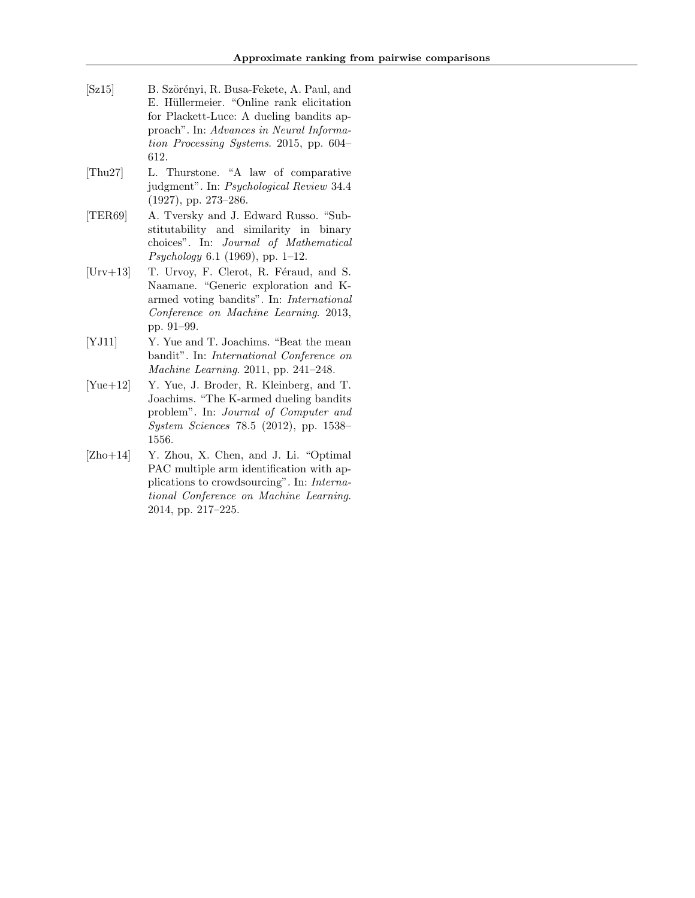[Sz15] B. Szörényi, R. Busa-Fekete, A. Paul, and E. Hüllermeier. "Online rank elicitation for Plackett-Luce: A dueling bandits approach". In: *Advances in Neural Information Processing Systems*. 2015, pp. 604–612.

[Thu27] L. Thurstone. "A law of comparative judgment". In: *Psychological Review* 34.4 (1927), pp. 273–286.

[TER69] A. Tversky and J. Edward Russo. "Substitutability and similarity in binary choices". In: *Journal of Mathematical Psychology* 6.1 (1969), pp. 1–12.

[Urv+13] T. Urvoy, F. Clerot, R. Féraud, and S. Naamane. "Generic exploration and K-armed voting bandits". In: *International Conference on Machine Learning*. 2013, pp. 91–99.

[YJ11] Y. Yue and T. Joachims. "Beat the mean bandit". In: *International Conference on Machine Learning*. 2011, pp. 241–248.

[Yue+12] Y. Yue, J. Broder, R. Kleinberg, and T. Joachims. "The K-armed dueling bandits problem". In: *Journal of Computer and System Sciences* 78.5 (2012), pp. 1538–1556.

[Zho+14] Y. Zhou, X. Chen, and J. Li. "Optimal PAC multiple arm identification with applications to crowdsourcing". In: *International Conference on Machine Learning*. 2014, pp. 217–225.